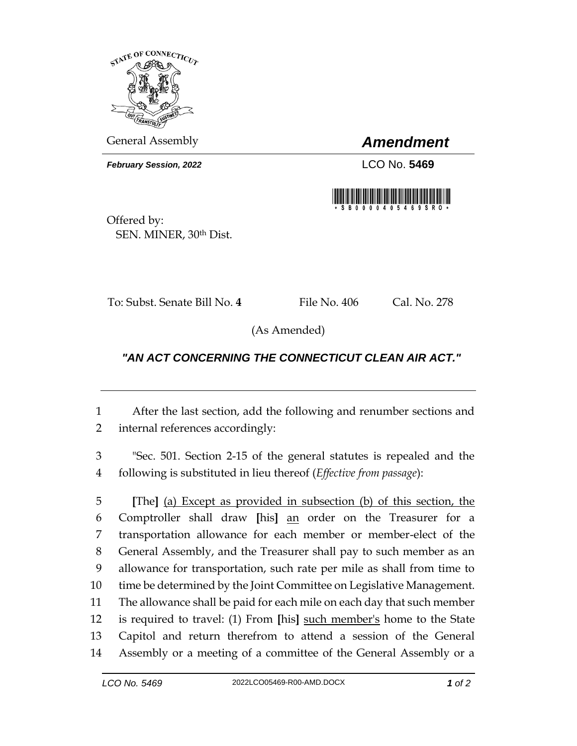General Assembly

# *Amendment*

***February Session, 2022***

LCO No. **5469**

Offered by:
SEN. MINER, 30th Dist.

To: Subst. Senate Bill No. **4** File No. 406 Cal. No. 278

(As Amended)

## ***"AN ACT CONCERNING THE CONNECTICUT CLEAN AIR ACT."***

1 After the last section, add the following and renumber sections and
2 internal references accordingly:

3 "Sec. 501. Section 2-15 of the general statutes is repealed and the
4 following is substituted in lieu thereof (*Effective from passage*):

5 **[**The**]** <u>(a) Except as provided in subsection (b) of this section, the</u>
6 Comptroller shall draw **[**his**]** <u>an</u> order on the Treasurer for a
7 transportation allowance for each member or member-elect of the
8 General Assembly, and the Treasurer shall pay to such member as an
9 allowance for transportation, such rate per mile as shall from time to
10 time be determined by the Joint Committee on Legislative Management.
11 The allowance shall be paid for each mile on each day that such member
12 is required to travel: (1) From **[**his**]** <u>such member's</u> home to the State
13 Capitol and return therefrom to attend a session of the General
14 Assembly or a meeting of a committee of the General Assembly or a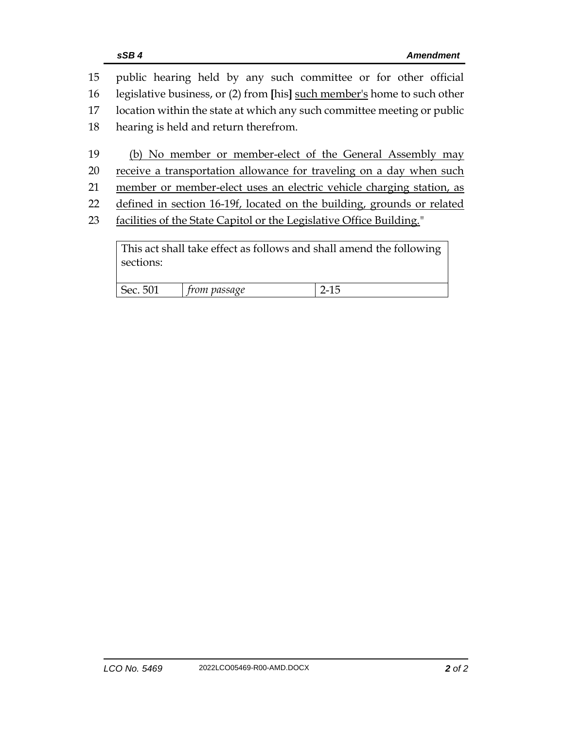15 public hearing held by any such committee or for other official
16 legislative business, or (2) from **[**his**]** <u>such member's</u> home to such other
17 location within the state at which any such committee meeting or public
18 hearing is held and return therefrom.

19 <u>(b) No member or member-elect of the General Assembly may</u>
20 <u>receive a transportation allowance for traveling on a day when such</u>
21 <u>member or member-elect uses an electric vehicle charging station, as</u>
22 <u>defined in section 16-19f, located on the building, grounds or related</u>
23 <u>facilities of the State Capitol or the Legislative Office Building.</u>"

| This act shall take effect as follows and shall amend the following sections: | | |
|---|---|---|
| Sec. 501 | *from passage* | 2-15 |